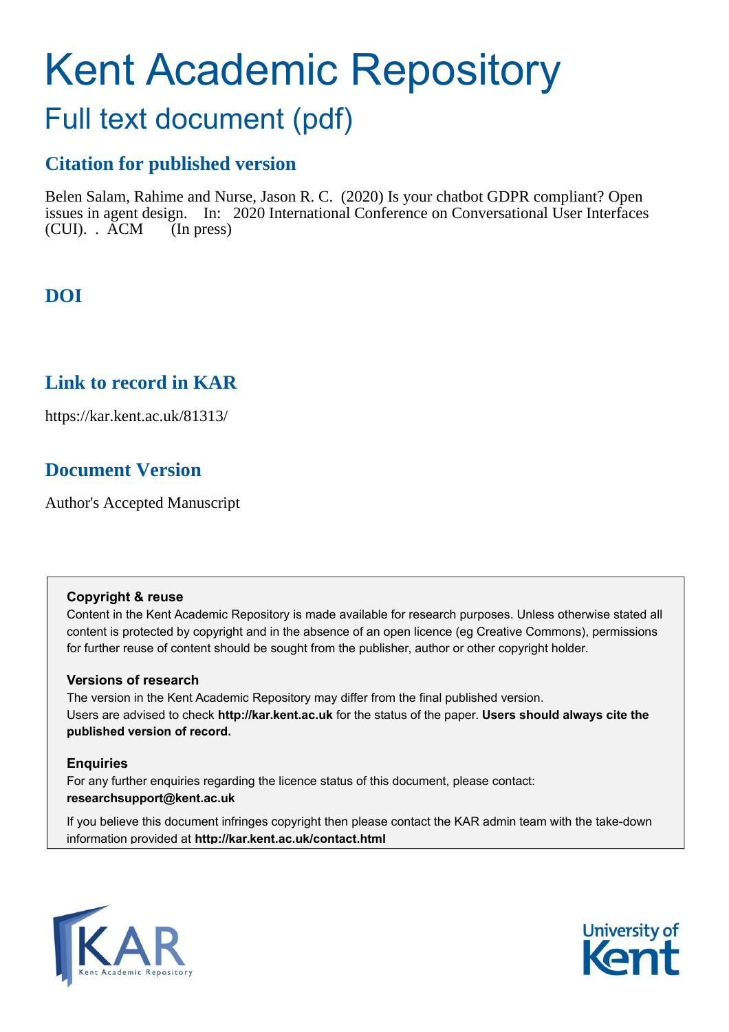# Kent Academic Repository

## Full text document (pdf)

### Citation for published version

Belen Salam, Rahime and Nurse, Jason R. C. (2020) Is your chatbot GDPR compliant? Open issues in agent design. In: 2020 International Conference on Conversational User Interfaces (CUI). . ACM (In press)

### DOI

### Link to record in KAR

https://kar.kent.ac.uk/81313/

### Document Version

Author's Accepted Manuscript

**Copyright & reuse**

Content in the Kent Academic Repository is made available for research purposes. Unless otherwise stated all content is protected by copyright and in the absence of an open licence (eg Creative Commons), permissions for further reuse of content should be sought from the publisher, author or other copyright holder.

**Versions of research**

The version in the Kent Academic Repository may differ from the final published version. Users are advised to check **http://kar.kent.ac.uk** for the status of the paper. **Users should always cite the published version of record.**

**Enquiries**

For any further enquiries regarding the licence status of this document, please contact: **researchsupport@kent.ac.uk**

If you believe this document infringes copyright then please contact the KAR admin team with the take-down information provided at **http://kar.kent.ac.uk/contact.html**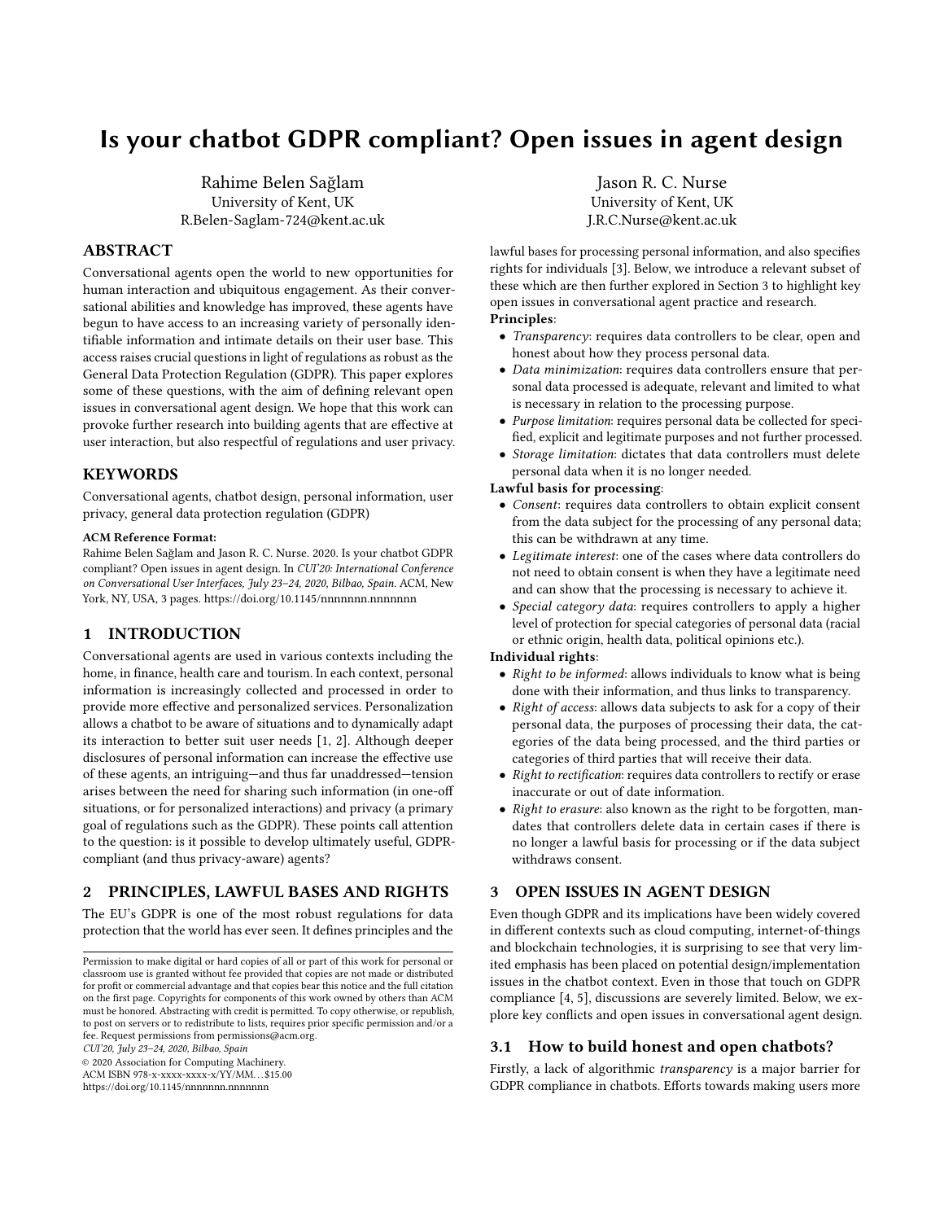# Is your chatbot GDPR compliant? Open issues in agent design

Rahime Belen Sağlam
University of Kent, UK
R.Belen-Saglam-724@kent.ac.uk

Jason R. C. Nurse
University of Kent, UK
J.R.C.Nurse@kent.ac.uk

## ABSTRACT

Conversational agents open the world to new opportunities for human interaction and ubiquitous engagement. As their conversational abilities and knowledge has improved, these agents have begun to have access to an increasing variety of personally identifiable information and intimate details on their user base. This access raises crucial questions in light of regulations as robust as the General Data Protection Regulation (GDPR). This paper explores some of these questions, with the aim of defining relevant open issues in conversational agent design. We hope that this work can provoke further research into building agents that are effective at user interaction, but also respectful of regulations and user privacy.

## KEYWORDS

Conversational agents, chatbot design, personal information, user privacy, general data protection regulation (GDPR)

**ACM Reference Format:**
Rahime Belen Sağlam and Jason R. C. Nurse. 2020. Is your chatbot GDPR compliant? Open issues in agent design. In *CUI'20: International Conference on Conversational User Interfaces, July 23–24, 2020, Bilbao, Spain.* ACM, New York, NY, USA, 3 pages. https://doi.org/10.1145/nnnnnnn.nnnnnnn

## 1 INTRODUCTION

Conversational agents are used in various contexts including the home, in finance, health care and tourism. In each context, personal information is increasingly collected and processed in order to provide more effective and personalized services. Personalization allows a chatbot to be aware of situations and to dynamically adapt its interaction to better suit user needs [1, 2]. Although deeper disclosures of personal information can increase the effective use of these agents, an intriguing—and thus far unaddressed—tension arises between the need for sharing such information (in one-off situations, or for personalized interactions) and privacy (a primary goal of regulations such as the GDPR). These points call attention to the question: is it possible to develop ultimately useful, GDPR-compliant (and thus privacy-aware) agents?

## 2 PRINCIPLES, LAWFUL BASES AND RIGHTS

The EU's GDPR is one of the most robust regulations for data protection that the world has ever seen. It defines principles and the lawful bases for processing personal information, and also specifies rights for individuals [3]. Below, we introduce a relevant subset of these which are then further explored in Section 3 to highlight key open issues in conversational agent practice and research.

**Principles**:

- *Transparency*: requires data controllers to be clear, open and honest about how they process personal data.
- *Data minimization*: requires data controllers ensure that personal data processed is adequate, relevant and limited to what is necessary in relation to the processing purpose.
- *Purpose limitation*: requires personal data be collected for specified, explicit and legitimate purposes and not further processed.
- *Storage limitation*: dictates that data controllers must delete personal data when it is no longer needed.

**Lawful basis for processing**:

- *Consent*: requires data controllers to obtain explicit consent from the data subject for the processing of any personal data; this can be withdrawn at any time.
- *Legitimate interest*: one of the cases where data controllers do not need to obtain consent is when they have a legitimate need and can show that the processing is necessary to achieve it.
- *Special category data*: requires controllers to apply a higher level of protection for special categories of personal data (racial or ethnic origin, health data, political opinions etc.).

**Individual rights**:

- *Right to be informed*: allows individuals to know what is being done with their information, and thus links to transparency.
- *Right of access*: allows data subjects to ask for a copy of their personal data, the purposes of processing their data, the categories of the data being processed, and the third parties or categories of third parties that will receive their data.
- *Right to rectification*: requires data controllers to rectify or erase inaccurate or out of date information.
- *Right to erasure*: also known as the right to be forgotten, mandates that controllers delete data in certain cases if there is no longer a lawful basis for processing or if the data subject withdraws consent.

## 3 OPEN ISSUES IN AGENT DESIGN

Even though GDPR and its implications have been widely covered in different contexts such as cloud computing, internet-of-things and blockchain technologies, it is surprising to see that very limited emphasis has been placed on potential design/implementation issues in the chatbot context. Even in those that touch on GDPR compliance [4, 5], discussions are severely limited. Below, we explore key conflicts and open issues in conversational agent design.

### 3.1 How to build honest and open chatbots?

Firstly, a lack of algorithmic *transparency* is a major barrier for GDPR compliance in chatbots. Efforts towards making users more

Permission to make digital or hard copies of all or part of this work for personal or classroom use is granted without fee provided that copies are not made or distributed for profit or commercial advantage and that copies bear this notice and the full citation on the first page. Copyrights for components of this work owned by others than ACM must be honored. Abstracting with credit is permitted. To copy otherwise, or republish, to post on servers or to redistribute to lists, requires prior specific permission and/or a fee. Request permissions from permissions@acm.org.
*CUI'20, July 23–24, 2020, Bilbao, Spain*
© 2020 Association for Computing Machinery.
ACM ISBN 978-x-xxxx-xxxx-x/YY/MM...$15.00
https://doi.org/10.1145/nnnnnnn.nnnnnnn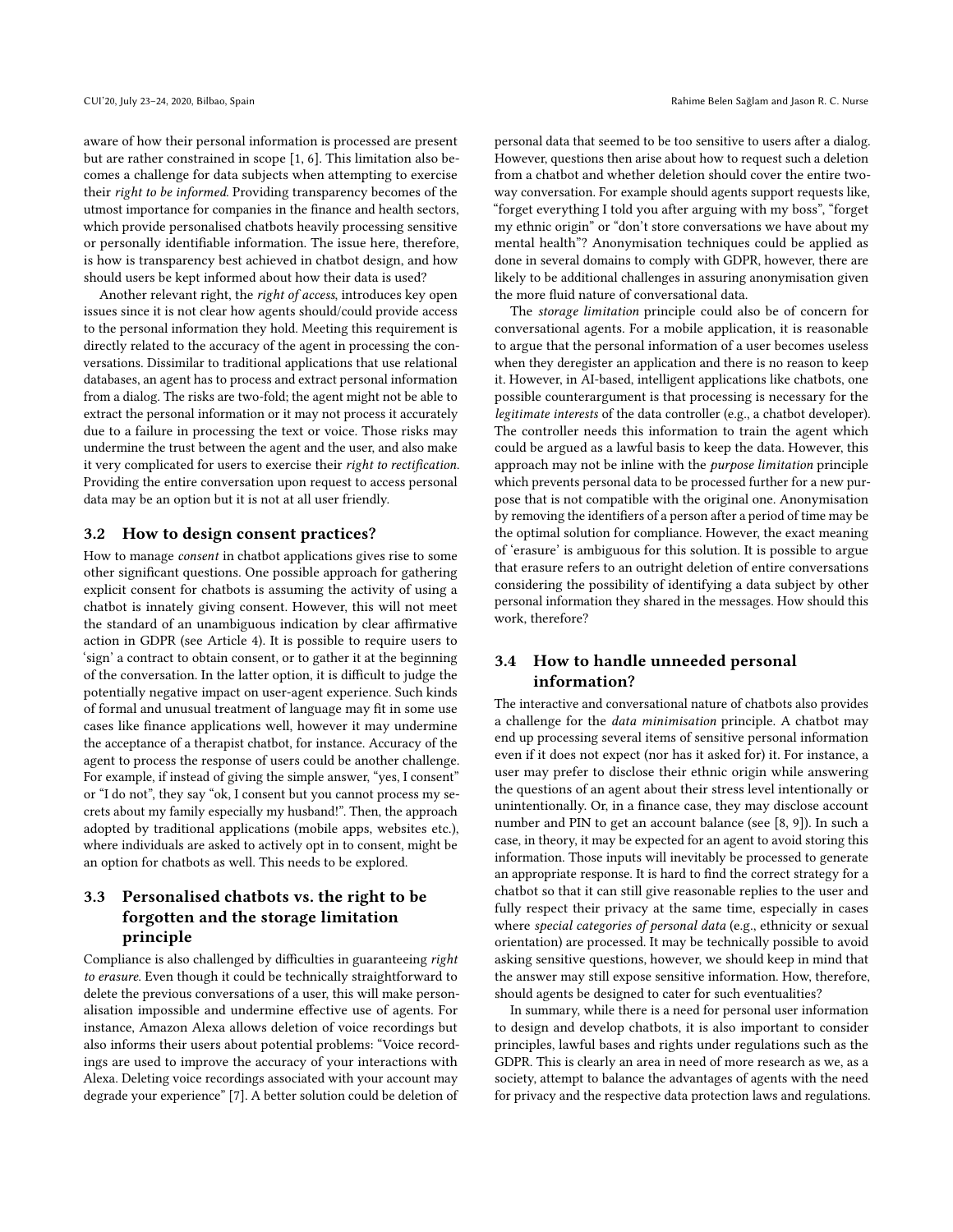aware of how their personal information is processed are present but are rather constrained in scope [1, 6]. This limitation also becomes a challenge for data subjects when attempting to exercise their *right to be informed*. Providing transparency becomes of the utmost importance for companies in the finance and health sectors, which provide personalised chatbots heavily processing sensitive or personally identifiable information. The issue here, therefore, is how is transparency best achieved in chatbot design, and how should users be kept informed about how their data is used?

Another relevant right, the *right of access*, introduces key open issues since it is not clear how agents should/could provide access to the personal information they hold. Meeting this requirement is directly related to the accuracy of the agent in processing the conversations. Dissimilar to traditional applications that use relational databases, an agent has to process and extract personal information from a dialog. The risks are two-fold; the agent might not be able to extract the personal information or it may not process it accurately due to a failure in processing the text or voice. Those risks may undermine the trust between the agent and the user, and also make it very complicated for users to exercise their *right to rectification*. Providing the entire conversation upon request to access personal data may be an option but it is not at all user friendly.

### 3.2 How to design consent practices?

How to manage *consent* in chatbot applications gives rise to some other significant questions. One possible approach for gathering explicit consent for chatbots is assuming the activity of using a chatbot is innately giving consent. However, this will not meet the standard of an unambiguous indication by clear affirmative action in GDPR (see Article 4). It is possible to require users to 'sign' a contract to obtain consent, or to gather it at the beginning of the conversation. In the latter option, it is difficult to judge the potentially negative impact on user-agent experience. Such kinds of formal and unusual treatment of language may fit in some use cases like finance applications well, however it may undermine the acceptance of a therapist chatbot, for instance. Accuracy of the agent to process the response of users could be another challenge. For example, if instead of giving the simple answer, "yes, I consent" or "I do not", they say "ok, I consent but you cannot process my secrets about my family especially my husband!". Then, the approach adopted by traditional applications (mobile apps, websites etc.), where individuals are asked to actively opt in to consent, might be an option for chatbots as well. This needs to be explored.

### 3.3 Personalised chatbots vs. the right to be forgotten and the storage limitation principle

Compliance is also challenged by difficulties in guaranteeing *right to erasure*. Even though it could be technically straightforward to delete the previous conversations of a user, this will make personalisation impossible and undermine effective use of agents. For instance, Amazon Alexa allows deletion of voice recordings but also informs their users about potential problems: "Voice recordings are used to improve the accuracy of your interactions with Alexa. Deleting voice recordings associated with your account may degrade your experience" [7]. A better solution could be deletion of personal data that seemed to be too sensitive to users after a dialog. However, questions then arise about how to request such a deletion from a chatbot and whether deletion should cover the entire two-way conversation. For example should agents support requests like, "forget everything I told you after arguing with my boss", "forget my ethnic origin" or "don't store conversations we have about my mental health"? Anonymisation techniques could be applied as done in several domains to comply with GDPR, however, there are likely to be additional challenges in assuring anonymisation given the more fluid nature of conversational data.

The *storage limitation* principle could also be of concern for conversational agents. For a mobile application, it is reasonable to argue that the personal information of a user becomes useless when they deregister an application and there is no reason to keep it. However, in AI-based, intelligent applications like chatbots, one possible counterargument is that processing is necessary for the *legitimate interests* of the data controller (e.g., a chatbot developer). The controller needs this information to train the agent which could be argued as a lawful basis to keep the data. However, this approach may not be inline with the *purpose limitation* principle which prevents personal data to be processed further for a new purpose that is not compatible with the original one. Anonymisation by removing the identifiers of a person after a period of time may be the optimal solution for compliance. However, the exact meaning of 'erasure' is ambiguous for this solution. It is possible to argue that erasure refers to an outright deletion of entire conversations considering the possibility of identifying a data subject by other personal information they shared in the messages. How should this work, therefore?

### 3.4 How to handle unneeded personal information?

The interactive and conversational nature of chatbots also provides a challenge for the *data minimisation* principle. A chatbot may end up processing several items of sensitive personal information even if it does not expect (nor has it asked for) it. For instance, a user may prefer to disclose their ethnic origin while answering the questions of an agent about their stress level intentionally or unintentionally. Or, in a finance case, they may disclose account number and PIN to get an account balance (see [8, 9]). In such a case, in theory, it may be expected for an agent to avoid storing this information. Those inputs will inevitably be processed to generate an appropriate response. It is hard to find the correct strategy for a chatbot so that it can still give reasonable replies to the user and fully respect their privacy at the same time, especially in cases where *special categories of personal data* (e.g., ethnicity or sexual orientation) are processed. It may be technically possible to avoid asking sensitive questions, however, we should keep in mind that the answer may still expose sensitive information. How, therefore, should agents be designed to cater for such eventualities?

In summary, while there is a need for personal user information to design and develop chatbots, it is also important to consider principles, lawful bases and rights under regulations such as the GDPR. This is clearly an area in need of more research as we, as a society, attempt to balance the advantages of agents with the need for privacy and the respective data protection laws and regulations.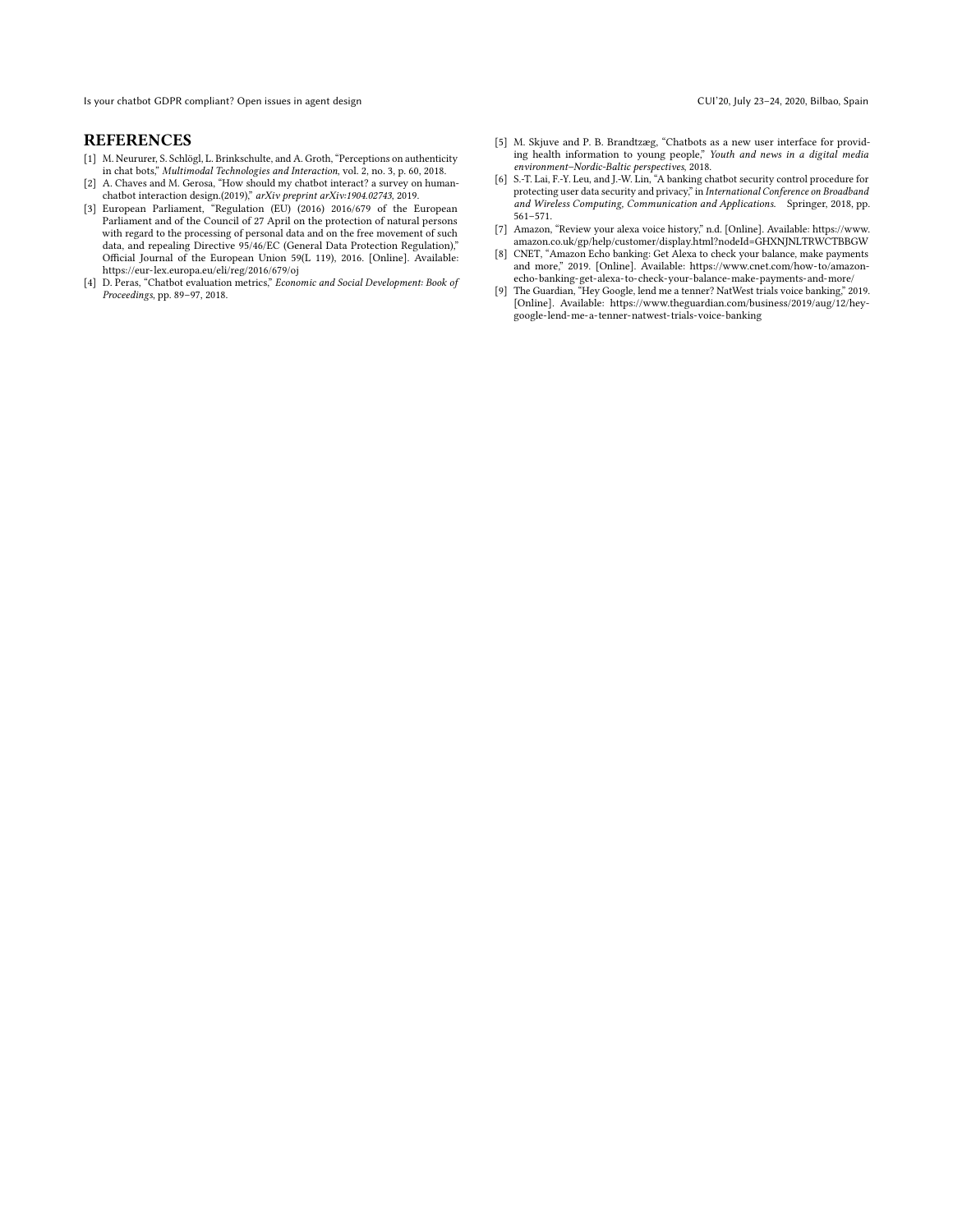## REFERENCES

[1] M. Neururer, S. Schlögl, L. Brinkschulte, and A. Groth, "Perceptions on authenticity in chat bots," *Multimodal Technologies and Interaction*, vol. 2, no. 3, p. 60, 2018.

[2] A. Chaves and M. Gerosa, "How should my chatbot interact? a survey on human-chatbot interaction design.(2019)," *arXiv preprint arXiv:1904.02743*, 2019.

[3] European Parliament, "Regulation (EU) (2016) 2016/679 of the European Parliament and of the Council of 27 April on the protection of natural persons with regard to the processing of personal data and on the free movement of such data, and repealing Directive 95/46/EC (General Data Protection Regulation)," Official Journal of the European Union 59(L 119), 2016. [Online]. Available: https://eur-lex.europa.eu/eli/reg/2016/679/oj

[4] D. Peras, "Chatbot evaluation metrics," *Economic and Social Development: Book of Proceedings*, pp. 89–97, 2018.

[5] M. Skjuve and P. B. Brandtzæg, "Chatbots as a new user interface for providing health information to young people," *Youth and news in a digital media environment–Nordic-Baltic perspectives*, 2018.

[6] S.-T. Lai, F.-Y. Leu, and J.-W. Lin, "A banking chatbot security control procedure for protecting user data security and privacy," in *International Conference on Broadband and Wireless Computing, Communication and Applications*. Springer, 2018, pp. 561–571.

[7] Amazon, "Review your alexa voice history," n.d. [Online]. Available: https://www.amazon.co.uk/gp/help/customer/display.html?nodeId=GHXNJNLTRWCTBBGW

[8] CNET, "Amazon Echo banking: Get Alexa to check your balance, make payments and more," 2019. [Online]. Available: https://www.cnet.com/how-to/amazon-echo-banking-get-alexa-to-check-your-balance-make-payments-and-more/

[9] The Guardian, "Hey Google, lend me a tenner? NatWest trials voice banking," 2019. [Online]. Available: https://www.theguardian.com/business/2019/aug/12/hey-google-lend-me-a-tenner-natwest-trials-voice-banking